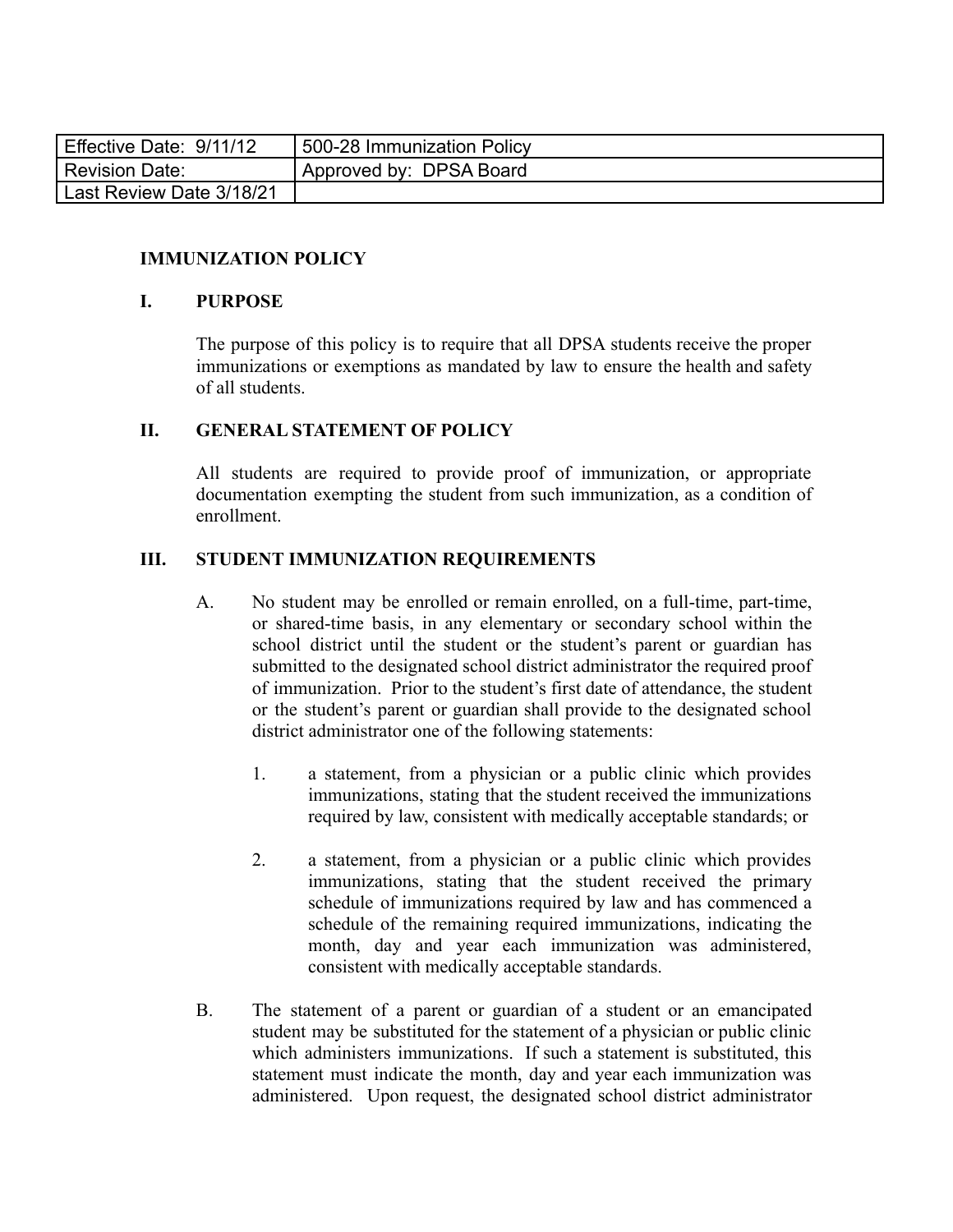| Effective Date: 9/11/12 | 500-28 Immunization Policy |
|---|---|
| Revision Date: | Approved by: DPSA Board |
| Last Review Date 3/18/21 | |

# IMMUNIZATION POLICY

## I. PURPOSE

The purpose of this policy is to require that all DPSA students receive the proper immunizations or exemptions as mandated by law to ensure the health and safety of all students.

## II. GENERAL STATEMENT OF POLICY

All students are required to provide proof of immunization, or appropriate documentation exempting the student from such immunization, as a condition of enrollment.

## III. STUDENT IMMUNIZATION REQUIREMENTS

A. No student may be enrolled or remain enrolled, on a full-time, part-time, or shared-time basis, in any elementary or secondary school within the school district until the student or the student's parent or guardian has submitted to the designated school district administrator the required proof of immunization. Prior to the student's first date of attendance, the student or the student's parent or guardian shall provide to the designated school district administrator one of the following statements:

1. a statement, from a physician or a public clinic which provides immunizations, stating that the student received the immunizations required by law, consistent with medically acceptable standards; or

2. a statement, from a physician or a public clinic which provides immunizations, stating that the student received the primary schedule of immunizations required by law and has commenced a schedule of the remaining required immunizations, indicating the month, day and year each immunization was administered, consistent with medically acceptable standards.

B. The statement of a parent or guardian of a student or an emancipated student may be substituted for the statement of a physician or public clinic which administers immunizations. If such a statement is substituted, this statement must indicate the month, day and year each immunization was administered. Upon request, the designated school district administrator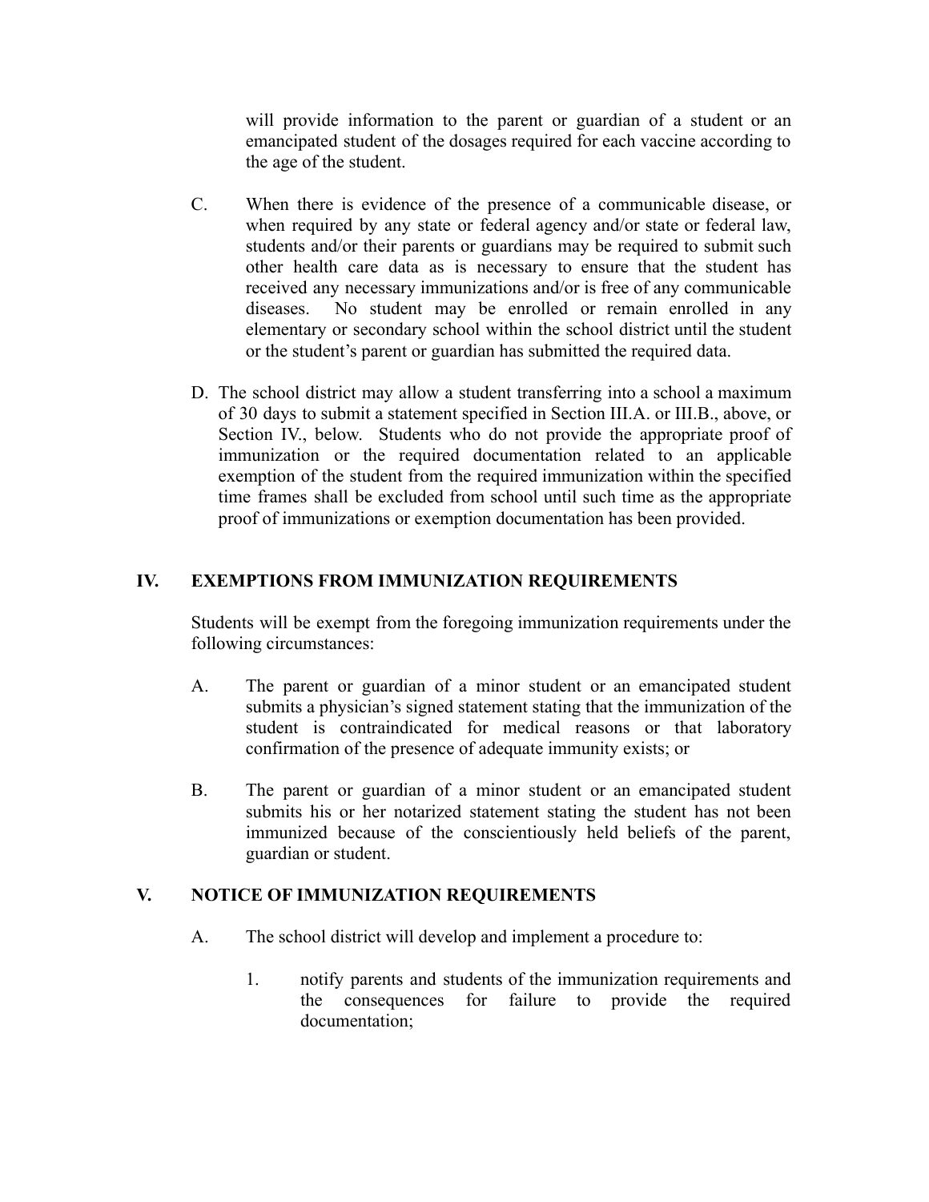will provide information to the parent or guardian of a student or an emancipated student of the dosages required for each vaccine according to the age of the student.

C. When there is evidence of the presence of a communicable disease, or when required by any state or federal agency and/or state or federal law, students and/or their parents or guardians may be required to submit such other health care data as is necessary to ensure that the student has received any necessary immunizations and/or is free of any communicable diseases. No student may be enrolled or remain enrolled in any elementary or secondary school within the school district until the student or the student's parent or guardian has submitted the required data.

D. The school district may allow a student transferring into a school a maximum of 30 days to submit a statement specified in Section III.A. or III.B., above, or Section IV., below. Students who do not provide the appropriate proof of immunization or the required documentation related to an applicable exemption of the student from the required immunization within the specified time frames shall be excluded from school until such time as the appropriate proof of immunizations or exemption documentation has been provided.

## IV. EXEMPTIONS FROM IMMUNIZATION REQUIREMENTS

Students will be exempt from the foregoing immunization requirements under the following circumstances:

A. The parent or guardian of a minor student or an emancipated student submits a physician's signed statement stating that the immunization of the student is contraindicated for medical reasons or that laboratory confirmation of the presence of adequate immunity exists; or

B. The parent or guardian of a minor student or an emancipated student submits his or her notarized statement stating the student has not been immunized because of the conscientiously held beliefs of the parent, guardian or student.

## V. NOTICE OF IMMUNIZATION REQUIREMENTS

A. The school district will develop and implement a procedure to:

1. notify parents and students of the immunization requirements and the consequences for failure to provide the required documentation;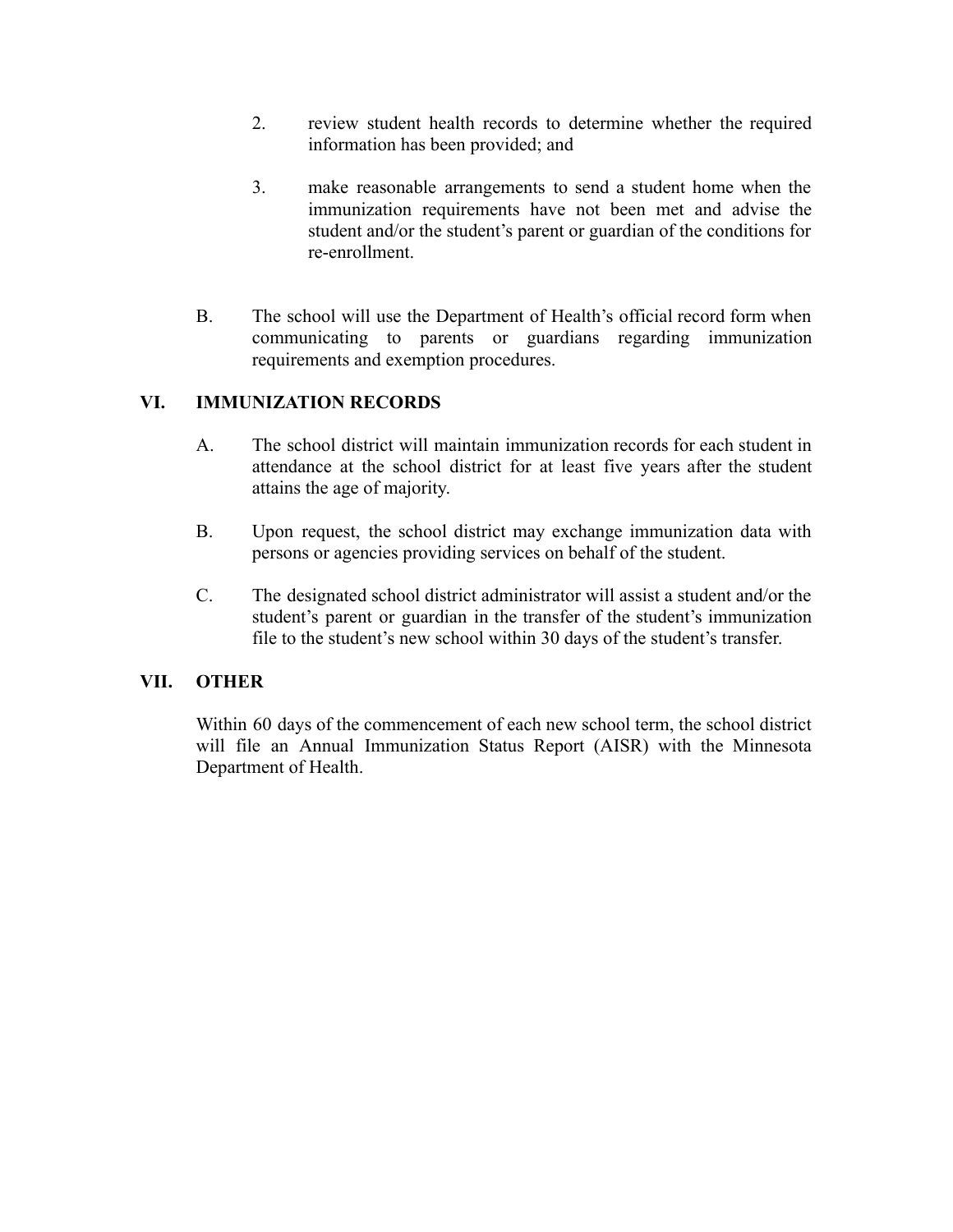2. review student health records to determine whether the required information has been provided; and

3. make reasonable arrangements to send a student home when the immunization requirements have not been met and advise the student and/or the student's parent or guardian of the conditions for re-enrollment.

B. The school will use the Department of Health's official record form when communicating to parents or guardians regarding immunization requirements and exemption procedures.

## VI. IMMUNIZATION RECORDS

A. The school district will maintain immunization records for each student in attendance at the school district for at least five years after the student attains the age of majority.

B. Upon request, the school district may exchange immunization data with persons or agencies providing services on behalf of the student.

C. The designated school district administrator will assist a student and/or the student's parent or guardian in the transfer of the student's immunization file to the student's new school within 30 days of the student's transfer.

## VII. OTHER

Within 60 days of the commencement of each new school term, the school district will file an Annual Immunization Status Report (AISR) with the Minnesota Department of Health.